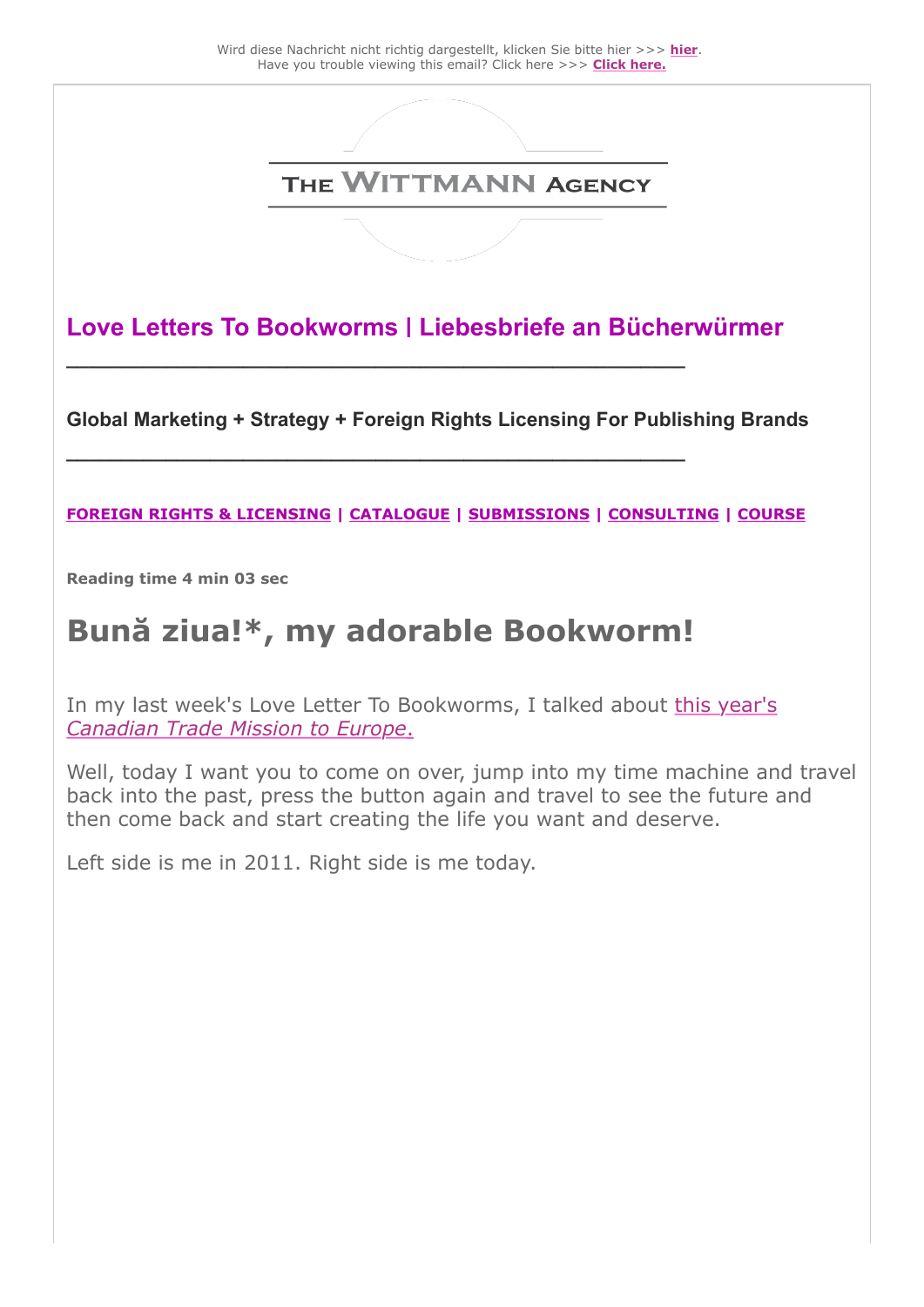Wird diese Nachricht nicht richtig dargestellt, klicken Sie bitte hier >>> **hier**.
Have you trouble viewing this email? Click here >>> **Click here.**

THE WITTMANN AGENCY

## Love Letters To Bookworms | Liebesbriefe an Bücherwürmer

---

**Global Marketing + Strategy + Foreign Rights Licensing For Publishing Brands**

---

**FOREIGN RIGHTS & LICENSING** | **CATALOGUE** | **SUBMISSIONS** | **CONSULTING** | **COURSE**

**Reading time 4 min 03 sec**

# Bună ziua!*, my adorable Bookworm!

In my last week's Love Letter To Bookworms, I talked about this year's *Canadian Trade Mission to Europe*.

Well, today I want you to come on over, jump into my time machine and travel back into the past, press the button again and travel to see the future and then come back and start creating the life you want and deserve.

Left side is me in 2011. Right side is me today.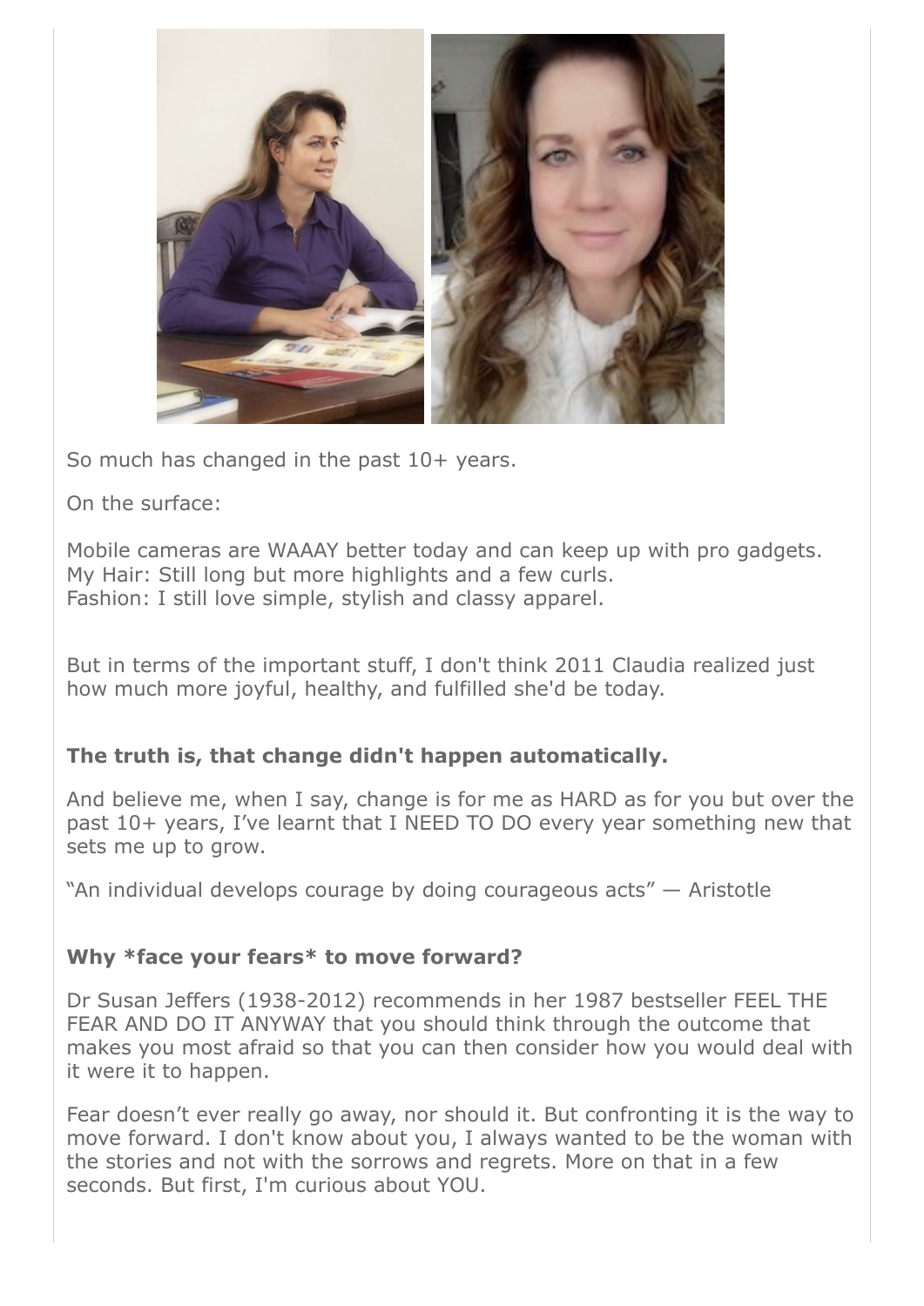So much has changed in the past 10+ years.

On the surface:

Mobile cameras are WAAAY better today and can keep up with pro gadgets.
My Hair: Still long but more highlights and a few curls.
Fashion: I still love simple, stylish and classy apparel.

But in terms of the important stuff, I don't think 2011 Claudia realized just how much more joyful, healthy, and fulfilled she'd be today.

**The truth is, that change didn't happen automatically.**

And believe me, when I say, change is for me as HARD as for you but over the past 10+ years, I've learnt that I NEED TO DO every year something new that sets me up to grow.

"An individual develops courage by doing courageous acts" — Aristotle

**Why *face your fears* to move forward?**

Dr Susan Jeffers (1938-2012) recommends in her 1987 bestseller FEEL THE FEAR AND DO IT ANYWAY that you should think through the outcome that makes you most afraid so that you can then consider how you would deal with it were it to happen.

Fear doesn't ever really go away, nor should it. But confronting it is the way to move forward. I don't know about you, I always wanted to be the woman with the stories and not with the sorrows and regrets. More on that in a few seconds. But first, I'm curious about YOU.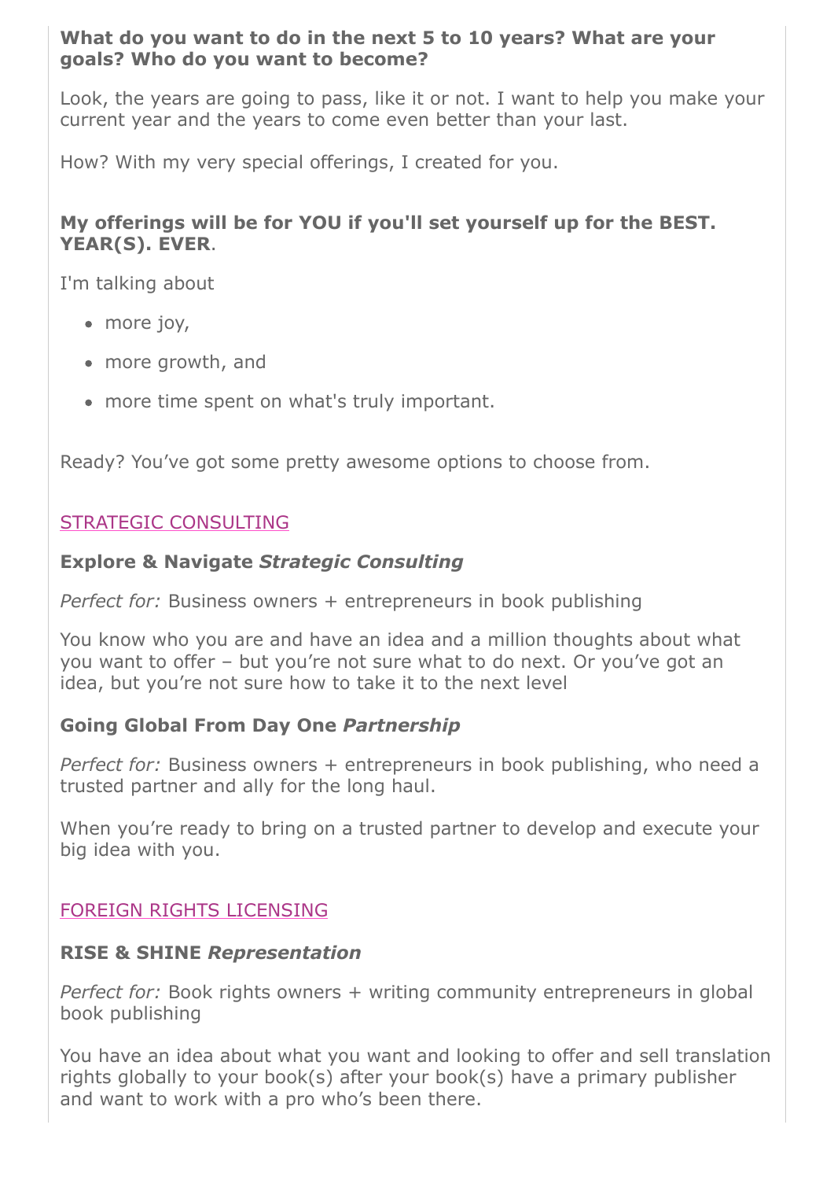**What do you want to do in the next 5 to 10 years? What are your goals? Who do you want to become?**

Look, the years are going to pass, like it or not. I want to help you make your current year and the years to come even better than your last.

How? With my very special offerings, I created for you.

**My offerings will be for YOU if you'll set yourself up for the BEST. YEAR(S). EVER**.

I'm talking about

- more joy,
- more growth, and
- more time spent on what's truly important.

Ready? You've got some pretty awesome options to choose from.

STRATEGIC CONSULTING

**Explore & Navigate *Strategic Consulting***

*Perfect for:* Business owners + entrepreneurs in book publishing

You know who you are and have an idea and a million thoughts about what you want to offer – but you're not sure what to do next. Or you've got an idea, but you're not sure how to take it to the next level

**Going Global From Day One *Partnership***

*Perfect for:* Business owners + entrepreneurs in book publishing, who need a trusted partner and ally for the long haul.

When you're ready to bring on a trusted partner to develop and execute your big idea with you.

FOREIGN RIGHTS LICENSING

**RISE & SHINE *Representation***

*Perfect for:* Book rights owners + writing community entrepreneurs in global book publishing

You have an idea about what you want and looking to offer and sell translation rights globally to your book(s) after your book(s) have a primary publisher and want to work with a pro who's been there.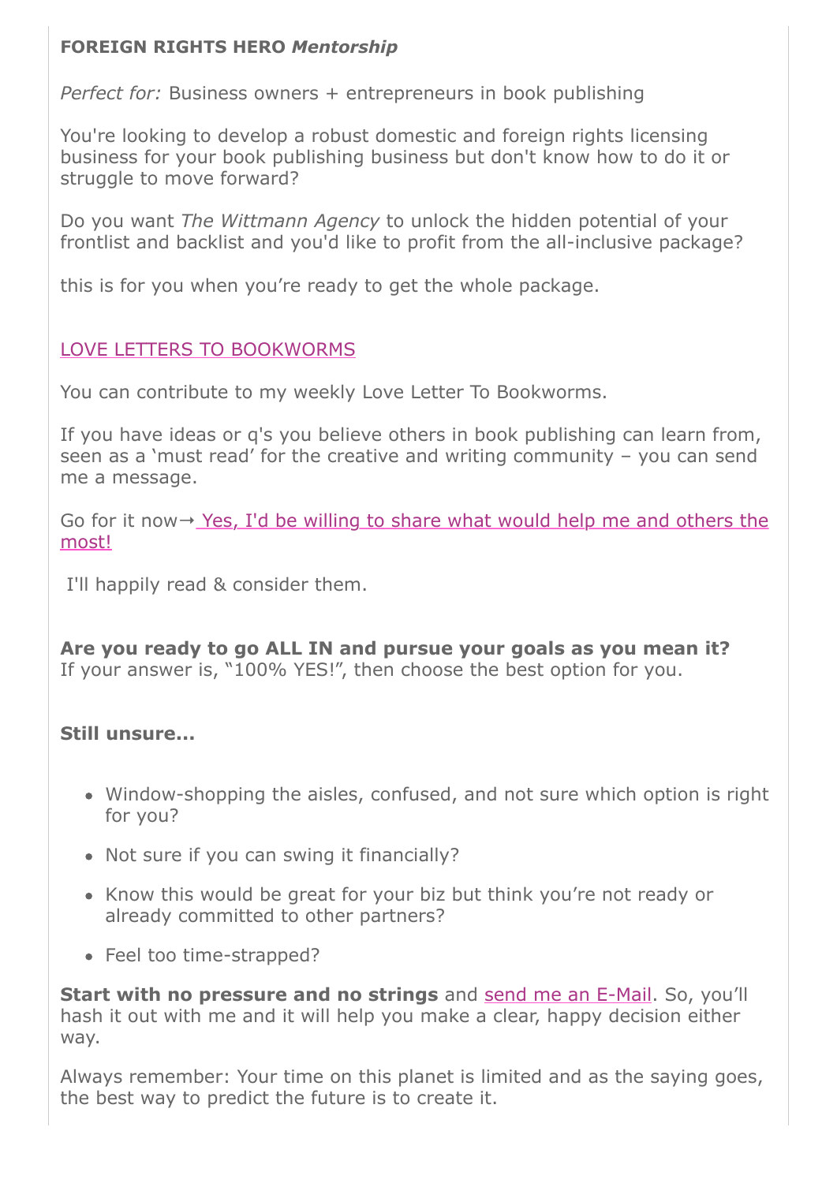**FOREIGN RIGHTS HERO *Mentorship***

*Perfect for:* Business owners + entrepreneurs in book publishing

You're looking to develop a robust domestic and foreign rights licensing business for your book publishing business but don't know how to do it or struggle to move forward?

Do you want *The Wittmann Agency* to unlock the hidden potential of your frontlist and backlist and you'd like to profit from the all-inclusive package?

this is for you when you're ready to get the whole package.

LOVE LETTERS TO BOOKWORMS

You can contribute to my weekly Love Letter To Bookworms.

If you have ideas or q's you believe others in book publishing can learn from, seen as a 'must read' for the creative and writing community – you can send me a message.

Go for it now→ Yes, I'd be willing to share what would help me and others the most!

I'll happily read & consider them.

**Are you ready to go ALL IN and pursue your goals as you mean it?**
If your answer is, "100% YES!", then choose the best option for you.

**Still unsure...**

- Window-shopping the aisles, confused, and not sure which option is right for you?
- Not sure if you can swing it financially?
- Know this would be great for your biz but think you're not ready or already committed to other partners?
- Feel too time-strapped?

**Start with no pressure and no strings** and send me an E-Mail. So, you'll hash it out with me and it will help you make a clear, happy decision either way.

Always remember: Your time on this planet is limited and as the saying goes, the best way to predict the future is to create it.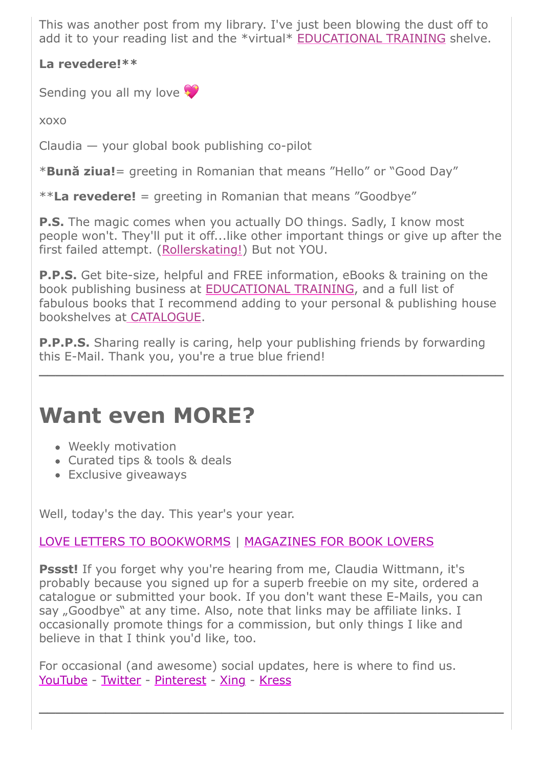This was another post from my library. I've just been blowing the dust off to add it to your reading list and the *virtual* EDUCATIONAL TRAINING shelve.

**La revedere!****

Sending you all my love 💖

xoxo

Claudia — your global book publishing co-pilot

***Bună ziua!**= greeting in Romanian that means ”Hello” or “Good Day”

****La revedere!** = greeting in Romanian that means ”Goodbye”

**P.S.** The magic comes when you actually DO things. Sadly, I know most people won't. They'll put it off...like other important things or give up after the first failed attempt. (Rollerskating!) But not YOU.

**P.P.S.** Get bite-size, helpful and FREE information, eBooks & training on the book publishing business at EDUCATIONAL TRAINING, and a full list of fabulous books that I recommend adding to your personal & publishing house bookshelves at CATALOGUE.

**P.P.P.S.** Sharing really is caring, help your publishing friends by forwarding this E-Mail. Thank you, you're a true blue friend!

---

# Want even MORE?

- Weekly motivation
- Curated tips & tools & deals
- Exclusive giveaways

Well, today's the day. This year's your year.

LOVE LETTERS TO BOOKWORMS | MAGAZINES FOR BOOK LOVERS

**Pssst!** If you forget why you're hearing from me, Claudia Wittmann, it's probably because you signed up for a superb freebie on my site, ordered a catalogue or submitted your book. If you don't want these E-Mails, you can say „Goodbye“ at any time. Also, note that links may be affiliate links. I occasionally promote things for a commission, but only things I like and believe in that I think you'd like, too.

For occasional (and awesome) social updates, here is where to find us.
YouTube - Twitter - Pinterest - Xing - Kress

---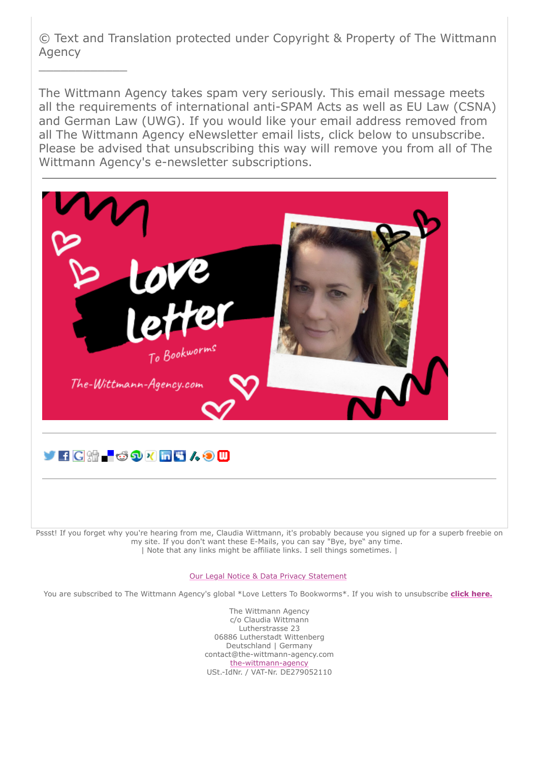© Text and Translation protected under Copyright & Property of The Wittmann Agency

______________

The Wittmann Agency takes spam very seriously. This email message meets all the requirements of international anti-SPAM Acts as well as EU Law (CSNA) and German Law (UWG). If you would like your email address removed from all The Wittmann Agency eNewsletter email lists, click below to unsubscribe. Please be advised that unsubscribing this way will remove you from all of The Wittmann Agency's e-newsletter subscriptions.

---

---

Pssst! If you forget why you're hearing from me, Claudia Wittmann, it's probably because you signed up for a superb freebie on my site. If you don't want these E-Mails, you can say "Bye, bye" any time.
| Note that any links might be affiliate links. I sell things sometimes. |

Our Legal Notice & Data Privacy Statement

You are subscribed to The Wittmann Agency's global *Love Letters To Bookworms*. If you wish to unsubscribe **click here.**

The Wittmann Agency
c/o Claudia Wittmann
Lutherstrasse 23
06886 Lutherstadt Wittenberg
Deutschland | Germany
contact@the-wittmann-agency.com
the-wittmann-agency
USt.-IdNr. / VAT-Nr. DE279052110